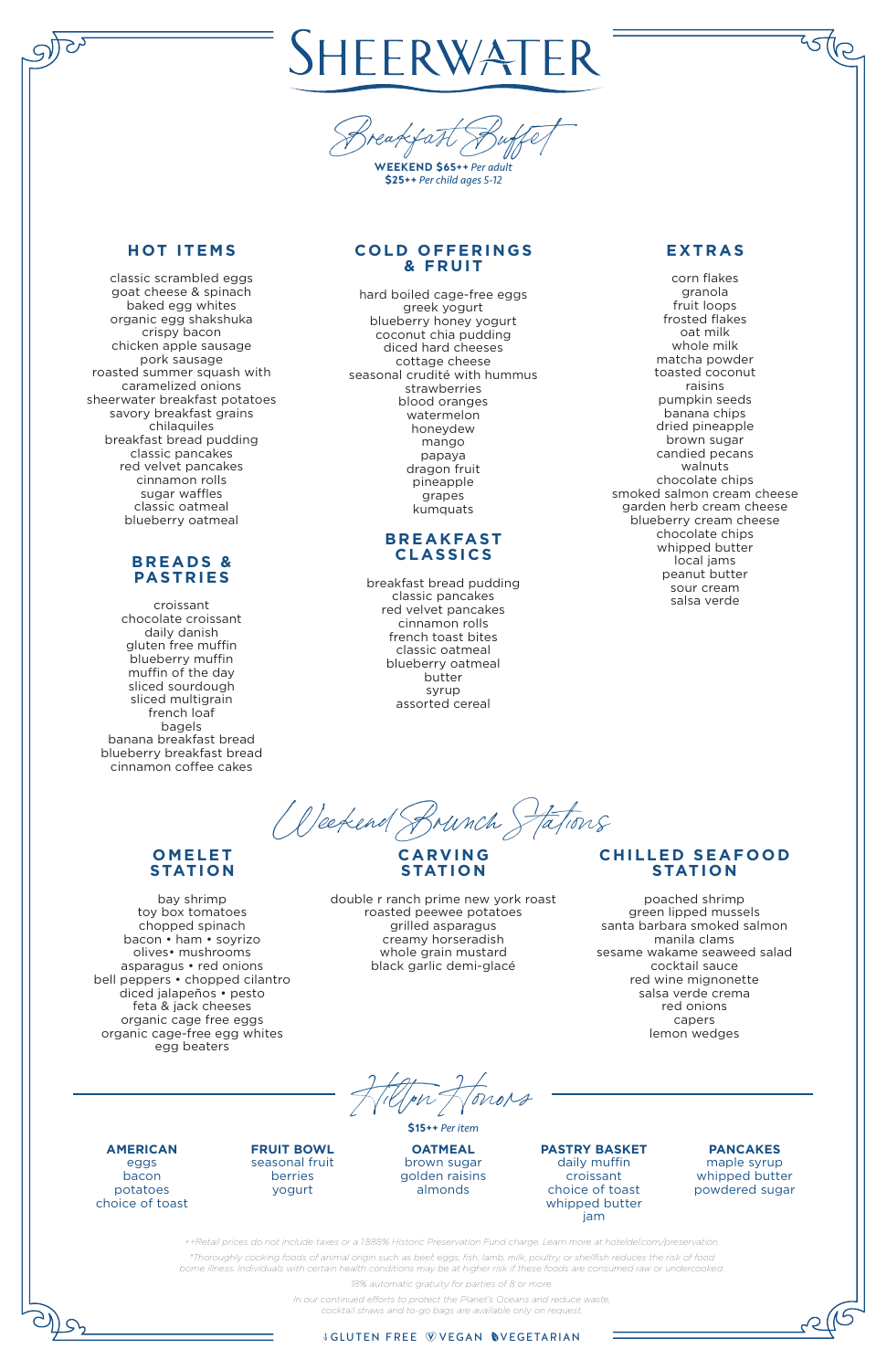# SHEERWATER

## Breakfast Buffet

**WEEKEND $65++** *Per adult*
**$25++** *Per child ages 5-12*

### HOT ITEMS

classic scrambled eggs
goat cheese & spinach
baked egg whites
organic egg shakshuka
crispy bacon
chicken apple sausage
pork sausage
roasted summer squash with caramelized onions
sheerwater breakfast potatoes
savory breakfast grains
chilaquiles
breakfast bread pudding
classic pancakes
red velvet pancakes
cinnamon rolls
sugar waffles
classic oatmeal
blueberry oatmeal

### BREADS & PASTRIES

croissant
chocolate croissant
daily danish
gluten free muffin
blueberry muffin
muffin of the day
sliced sourdough
sliced multigrain
french loaf
bagels
banana breakfast bread
blueberry breakfast bread
cinnamon coffee cakes

### COLD OFFERINGS & FRUIT

hard boiled cage-free eggs
greek yogurt
blueberry honey yogurt
coconut chia pudding
diced hard cheeses
cottage cheese
seasonal crudité with hummus
strawberries
blood oranges
watermelon
honeydew
mango
papaya
dragon fruit
pineapple
grapes
kumquats

### BREAKFAST CLASSICS

breakfast bread pudding
classic pancakes
red velvet pancakes
cinnamon rolls
french toast bites
classic oatmeal
blueberry oatmeal
butter
syrup
assorted cereal

### EXTRAS

corn flakes
granola
fruit loops
frosted flakes
whole milk
oat milk
matcha powder
toasted coconut
raisins
pumpkin seeds
banana chips
dried pineapple
brown sugar
candied pecans
walnuts
chocolate chips
smoked salmon cream cheese
garden herb cream cheese
blueberry cream cheese
chocolate chips
whipped butter
local jams
peanut butter
sour cream
salsa verde

## Weekend Brunch Stations

### OMELET STATION

bay shrimp
toy box tomatoes
chopped spinach
bacon • ham • soyrizo
olives• mushrooms
asparagus • red onions
bell peppers • chopped cilantro
diced jalapeños • pesto
feta & jack cheeses
organic cage free eggs
organic cage-free egg whites
egg beaters

### CARVING STATION

double r ranch prime new york roast
roasted peewee potatoes
grilled asparagus
creamy horseradish
whole grain mustard
black garlic demi-glacé

### CHILLED SEAFOOD STATION

poached shrimp
green lipped mussels
santa barbara smoked salmon
manila clams
sesame wakame seaweed salad
cocktail sauce
red wine mignonette
salsa verde crema
red onions
capers
lemon wedges

## Hilton Honors

**$15++** *Per item*

**AMERICAN**
eggs
bacon
potatoes
choice of toast

**FRUIT BOWL**
seasonal fruit
berries
yogurt

**OATMEAL**
brown sugar
golden raisins
almonds

**PASTRY BASKET**
daily muffin
croissant
choice of toast
whipped butter
jam

**PANCAKES**
maple syrup
whipped butter
powdered sugar

*++Retail prices do not include taxes or a 1.888% Historic Preservation Fund charge. Learn more at hoteldel.com/preservation.*

*\*Thoroughly cooking foods of animal origin such as beef, eggs, fish, lamb, milk, poultry, or shellfish reduces the risk of food borne illness. Individuals with certain health conditions may be at higher risk if these foods are consumed raw or undercooked.*

*18% automatic gratuity for parties of 8 or more.*

*In our continued efforts to protect the Planet's Oceans and reduce waste, cocktail straws and to-go bags are available only on request.*

GLUTEN FREE  VEGAN  VEGETARIAN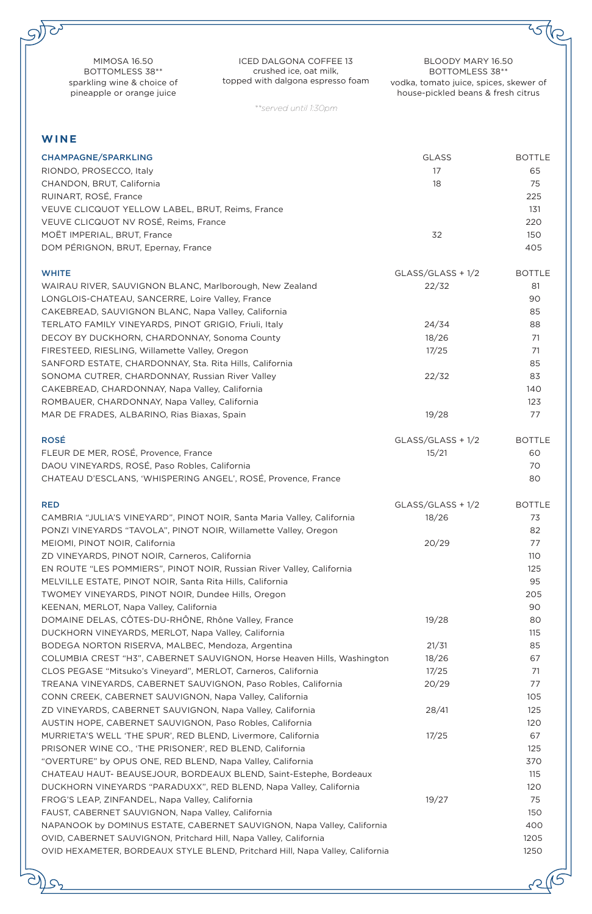MIMOSA 16.50
BOTTOMLESS 38**
sparkling wine & choice of pineapple or orange juice

ICED DALGONA COFFEE 13
crushed ice, oat milk,
topped with dalgona espresso foam

BLOODY MARY 16.50
BOTTOMLESS 38**
vodka, tomato juice, spices, skewer of house-pickled beans & fresh citrus

*\*\*served until 1:30pm*

## WINE

### CHAMPAGNE/SPARKLING

| CHAMPAGNE/SPARKLING | GLASS | BOTTLE |
|---|---|---|
| RIONDO, PROSECCO, Italy | 17 | 65 |
| CHANDON, BRUT, California | 18 | 75 |
| RUINART, ROSÉ, France | | 225 |
| VEUVE CLICQUOT YELLOW LABEL, BRUT, Reims, France | | 131 |
| VEUVE CLICQUOT NV ROSÉ, Reims, France | | 220 |
| MOËT IMPERIAL, BRUT, France | 32 | 150 |
| DOM PÉRIGNON, BRUT, Epernay, France | | 405 |

### WHITE

| WHITE | GLASS/GLASS + 1/2 | BOTTLE |
|---|---|---|
| WAIRAU RIVER, SAUVIGNON BLANC, Marlborough, New Zealand | 22/32 | 81 |
| LONGLOIS-CHATEAU, SANCERRE, Loire Valley, France | | 90 |
| CAKEBREAD, SAUVIGNON BLANC, Napa Valley, California | | 85 |
| TERLATO FAMILY VINEYARDS, PINOT GRIGIO, Friuli, Italy | 24/34 | 88 |
| DECOY BY DUCKHORN, CHARDONNAY, Sonoma County | 18/26 | 71 |
| FIRESTEED, RIESLING, Willamette Valley, Oregon | 17/25 | 71 |
| SANFORD ESTATE, CHARDONNAY, Sta. Rita Hills, California | | 85 |
| SONOMA CUTRER, CHARDONNAY, Russian River Valley | 22/32 | 83 |
| CAKEBREAD, CHARDONNAY, Napa Valley, California | | 140 |
| ROMBAUER, CHARDONNAY, Napa Valley, California | | 123 |
| MAR DE FRADES, ALBARINO, Rias Biaxas, Spain | 19/28 | 77 |

### ROSÉ

| ROSÉ | GLASS/GLASS + 1/2 | BOTTLE |
|---|---|---|
| FLEUR DE MER, ROSÉ, Provence, France | 15/21 | 60 |
| DAOU VINEYARDS, ROSÉ, Paso Robles, California | | 70 |
| CHATEAU D'ESCLANS, 'WHISPERING ANGEL', ROSÉ, Provence, France | | 80 |

### RED

| RED | GLASS/GLASS + 1/2 | BOTTLE |
|---|---|---|
| CAMBRIA "JULIA'S VINEYARD", PINOT NOIR, Santa Maria Valley, California | 18/26 | 73 |
| PONZI VINEYARDS "TAVOLA", PINOT NOIR, Willamette Valley, Oregon | | 82 |
| MEIOMI, PINOT NOIR, California | 20/29 | 77 |
| ZD VINEYARDS, PINOT NOIR, Carneros, California | | 110 |
| EN ROUTE "LES POMMIERS", PINOT NOIR, Russian River Valley, California | | 125 |
| MELVILLE ESTATE, PINOT NOIR, Santa Rita Hills, California | | 95 |
| TWOMEY VINEYARDS, PINOT NOIR, Dundee Hills, Oregon | | 205 |
| KEENAN, MERLOT, Napa Valley, California | | 90 |
| DOMAINE DELAS, CÔTES-DU-RHÔNE, Rhône Valley, France | 19/28 | 80 |
| DUCKHORN VINEYARDS, MERLOT, Napa Valley, California | | 115 |
| BODEGA NORTON RISERVA, MALBEC, Mendoza, Argentina | 21/31 | 85 |
| COLUMBIA CREST "H3", CABERNET SAUVIGNON, Horse Heaven Hills, Washington | 18/26 | 67 |
| CLOS PEGASE "Mitsuko's Vineyard", MERLOT, Carneros, California | 17/25 | 71 |
| TREANA VINEYARDS, CABERNET SAUVIGNON, Paso Robles, California | 20/29 | 77 |
| CONN CREEK, CABERNET SAUVIGNON, Napa Valley, California | | 105 |
| ZD VINEYARDS, CABERNET SAUVIGNON, Napa Valley, California | 28/41 | 125 |
| AUSTIN HOPE, CABERNET SAUVIGNON, Paso Robles, California | | 120 |
| MURRIETA'S WELL 'THE SPUR', RED BLEND, Livermore, California | 17/25 | 67 |
| PRISONER WINE CO., 'THE PRISONER', RED BLEND, California | | 125 |
| "OVERTURE" by OPUS ONE, RED BLEND, Napa Valley, California | | 370 |
| CHATEAU HAUT- BEAUSEJOUR, BORDEAUX BLEND, Saint-Estephe, Bordeaux | | 115 |
| DUCKHORN VINEYARDS "PARADUXX", RED BLEND, Napa Valley, California | | 120 |
| FROG'S LEAP, ZINFANDEL, Napa Valley, California | 19/27 | 75 |
| FAUST, CABERNET SAUVIGNON, Napa Valley, California | | 150 |
| NAPANOOK by DOMINUS ESTATE, CABERNET SAUVIGNON, Napa Valley, California | | 400 |
| OVID, CABERNET SAUVIGNON, Pritchard Hill, Napa Valley, California | | 1205 |
| OVID HEXAMETER, BORDEAUX STYLE BLEND, Pritchard Hill, Napa Valley, California | | 1250 |